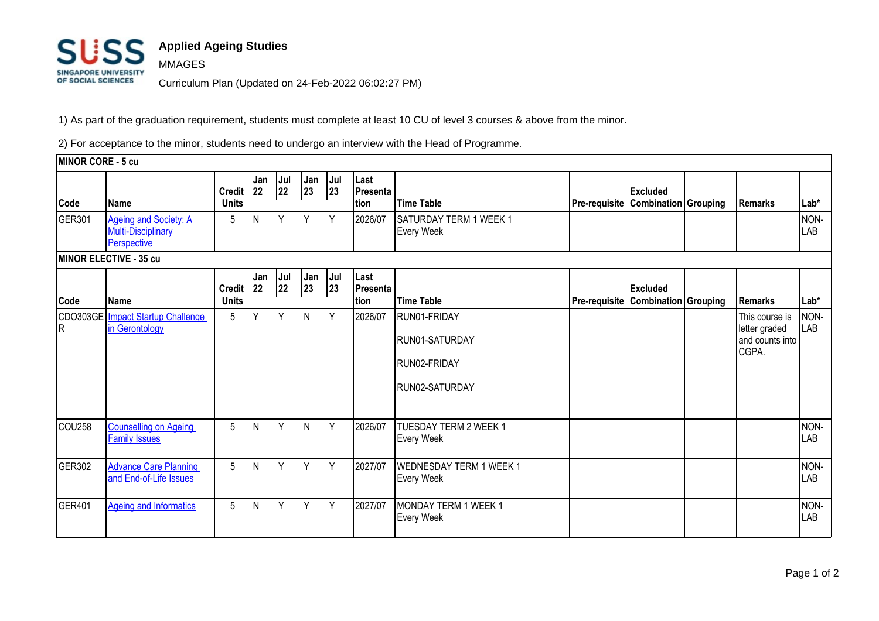# Applied Ageing Studies

MMAGES

Curriculum Plan (Updated on 24-Feb-2022 06:02:27 PM)

1) As part of the graduation requirement, students must complete at least 10 CU of level 3 courses & above from the minor.

2) For acceptance to the minor, students need to undergo an interview with the Head of Programme.

**MINOR CORE - 5 cu**

| Code | Name | Credit Units | Jan 22 | Jul 22 | Jan 23 | Jul 23 | Last Presentation | Time Table | Pre-requisite | Excluded Combination | Grouping | Remarks | Lab* |
|---|---|---|---|---|---|---|---|---|---|---|---|---|---|
| GER301 | Ageing and Society: A Multi-Disciplinary Perspective | 5 | N | Y | Y | Y | 2026/07 | SATURDAY TERM 1 WEEK 1 Every Week | | | | | NON-LAB |

**MINOR ELECTIVE - 35 cu**

| Code | Name | Credit Units | Jan 22 | Jul 22 | Jan 23 | Jul 23 | Last Presentation | Time Table | Pre-requisite | Excluded Combination | Grouping | Remarks | Lab* |
|---|---|---|---|---|---|---|---|---|---|---|---|---|---|
| CDO303GER | Impact Startup Challenge in Gerontology | 5 | Y | Y | N | Y | 2026/07 | RUN01-FRIDAY<br>RUN01-SATURDAY<br>RUN02-FRIDAY<br>RUN02-SATURDAY | | | | This course is letter graded and counts into CGPA. | NON-LAB |
| COU258 | Counselling on Ageing Family Issues | 5 | N | Y | N | Y | 2026/07 | TUESDAY TERM 2 WEEK 1 Every Week | | | | | NON-LAB |
| GER302 | Advance Care Planning and End-of-Life Issues | 5 | N | Y | Y | Y | 2027/07 | WEDNESDAY TERM 1 WEEK 1 Every Week | | | | | NON-LAB |
| GER401 | Ageing and Informatics | 5 | N | Y | Y | Y | 2027/07 | MONDAY TERM 1 WEEK 1 Every Week | | | | | NON-LAB |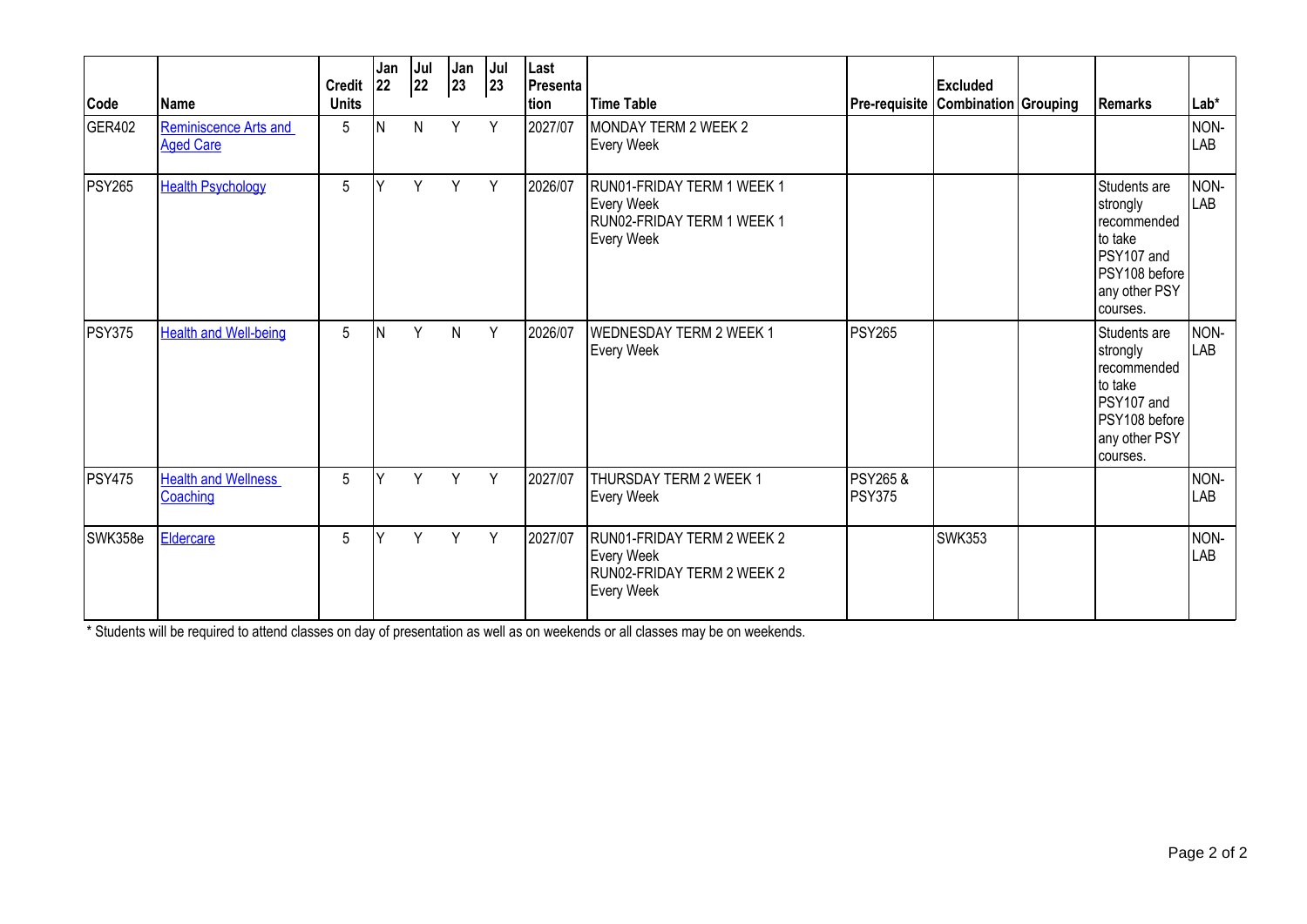| Code | Name | Credit Units | Jan 22 | Jul 22 | Jan 23 | Jul 23 | Last Presentation | Time Table | Pre-requisite | Excluded Combination | Grouping | Remarks | Lab* |
|---|---|---|---|---|---|---|---|---|---|---|---|---|---|
| GER402 | Reminiscence Arts and Aged Care | 5 | N | N | Y | Y | 2027/07 | MONDAY TERM 2 WEEK 2<br>Every Week | | | | | NON-LAB |
| PSY265 | Health Psychology | 5 | Y | Y | Y | Y | 2026/07 | RUN01-FRIDAY TERM 1 WEEK 1<br>Every Week<br>RUN02-FRIDAY TERM 1 WEEK 1<br>Every Week | | | | Students are strongly recommended to take PSY107 and PSY108 before any other PSY courses. | NON-LAB |
| PSY375 | Health and Well-being | 5 | N | Y | N | Y | 2026/07 | WEDNESDAY TERM 2 WEEK 1<br>Every Week | PSY265 | | | Students are strongly recommended to take PSY107 and PSY108 before any other PSY courses. | NON-LAB |
| PSY475 | Health and Wellness Coaching | 5 | Y | Y | Y | Y | 2027/07 | THURSDAY TERM 2 WEEK 1<br>Every Week | PSY265 & PSY375 | | | | NON-LAB |
| SWK358e | Eldercare | 5 | Y | Y | Y | Y | 2027/07 | RUN01-FRIDAY TERM 2 WEEK 2<br>Every Week<br>RUN02-FRIDAY TERM 2 WEEK 2<br>Every Week | | SWK353 | | | NON-LAB |

* Students will be required to attend classes on day of presentation as well as on weekends or all classes may be on weekends.